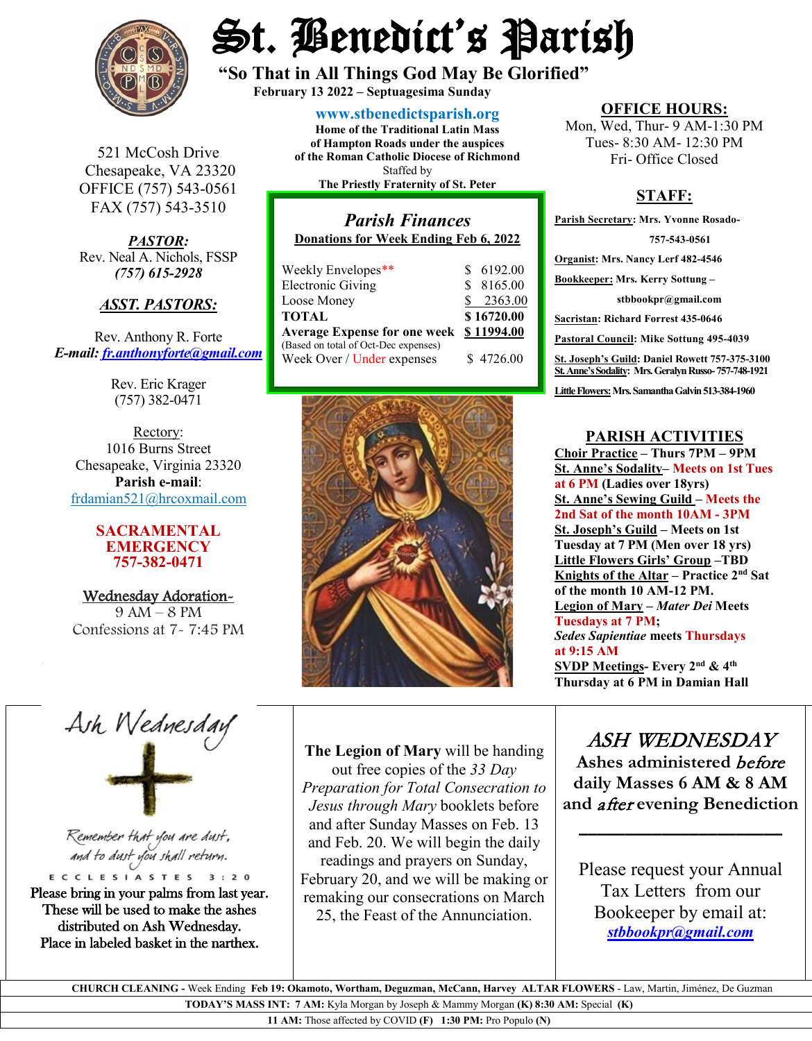# St. Benedict's Parish

**"So That in All Things God May Be Glorified"**

**February 13 2022 – Septuagesima Sunday**

521 McCosh Drive
Chesapeake, VA 23320
OFFICE (757) 543-0561
FAX (757) 543-3510

***PASTOR:***
Rev. Neal A. Nichols, FSSP
***(757) 615-2928***

***ASST. PASTORS:***

Rev. Anthony R. Forte
***E-mail:*** ***fr.anthonyforte@gmail.com***

Rev. Eric Krager
(757) 382-0471

Rectory:
1016 Burns Street
Chesapeake, Virginia 23320
**Parish e-mail**:
frdamian521@hrcoxmail.com

**SACRAMENTAL EMERGENCY**
**757-382-0471**

Wednesday Adoration-
9 AM – 8 PM
Confessions at 7- 7:45 PM

**www.stbenedictsparish.org**
**Home of the Traditional Latin Mass of Hampton Roads under the auspices of the Roman Catholic Diocese of Richmond**
Staffed by
**The Priestly Fraternity of St. Peter**

## *Parish Finances*

**Donations for Week Ending Feb 6, 2022**

| | |
|---|---|
| Weekly Envelopes** | $ 6192.00 |
| Electronic Giving | $ 8165.00 |
| Loose Money | $ 2363.00 |
| **TOTAL** | **$ 16720.00** |
| **Average Expense for one week** (Based on total of Oct-Dec expenses) | **$ 11994.00** |
| Week Over / Under expenses | $ 4726.00 |

## OFFICE HOURS:

Mon, Wed, Thur- 9 AM-1:30 PM
Tues- 8:30 AM- 12:30 PM
Fri- Office Closed

## STAFF:

**Parish Secretary: Mrs. Yvonne Rosado- 757-543-0561**
**Organist: Mrs. Nancy Lerf 482-4546**
**Bookkeeper: Mrs. Kerry Sottung – stbbookpr@gmail.com**
**Sacristan: Richard Forrest 435-0646**
**Pastoral Council: Mike Sottung 495-4039**
**St. Joseph's Guild: Daniel Rowett 757-375-3100**
**St. Anne's Sodality: Mrs. Geralyn Russo- 757-748-1921**
**Little Flowers: Mrs. Samantha Galvin 513-384-1960**

## PARISH ACTIVITIES

**Choir Practice – Thurs 7PM – 9PM**
**St. Anne's Sodality– Meets on 1st Tues at 6 PM (Ladies over 18yrs)**
**St. Anne's Sewing Guild – Meets the 2nd Sat of the month 10AM - 3PM**
**St. Joseph's Guild – Meets on 1st Tuesday at 7 PM (Men over 18 yrs)**
**Little Flowers Girls' Group –TBD**
**Knights of the Altar – Practice 2nd Sat of the month 10 AM-12 PM.**
**Legion of Mary – *Mater Dei* Meets Tuesdays at 7 PM;**
***Sedes Sapientiae* meets Thursdays at 9:15 AM**
**SVDP Meetings- Every 2nd & 4th Thursday at 6 PM in Damian Hall**

Ash Wednesday

*Remember that you are dust, and to dust you shall return.*
ECCLESIASTES 3:20

Please bring in your palms from last year. These will be used to make the ashes distributed on Ash Wednesday. Place in labeled basket in the narthex.

**The Legion of Mary** will be handing out free copies of the *33 Day Preparation for Total Consecration to Jesus through Mary* booklets before and after Sunday Masses on Feb. 13 and Feb. 20. We will begin the daily readings and prayers on Sunday, February 20, and we will be making or remaking our consecrations on March 25, the Feast of the Annunciation.

## *ASH WEDNESDAY*

**Ashes administered *before* daily Masses 6 AM & 8 AM and *after* evening Benediction**

Please request your Annual Tax Letters from our Bookeeper by email at: ***stbbookpr@gmail.com***

**CHURCH CLEANING** - Week Ending **Feb 19: Okamoto, Wortham, Deguzman, McCann, Harvey** **ALTAR FLOWERS** - Law, Martin, Jiménez, De Guzman

**TODAY'S MASS INT: 7 AM:** Kyla Morgan by Joseph & Mammy Morgan **(K) 8:30 AM:** Special **(K)**

**11 AM:** Those affected by COVID **(F)** **1:30 PM:** Pro Populo **(N)**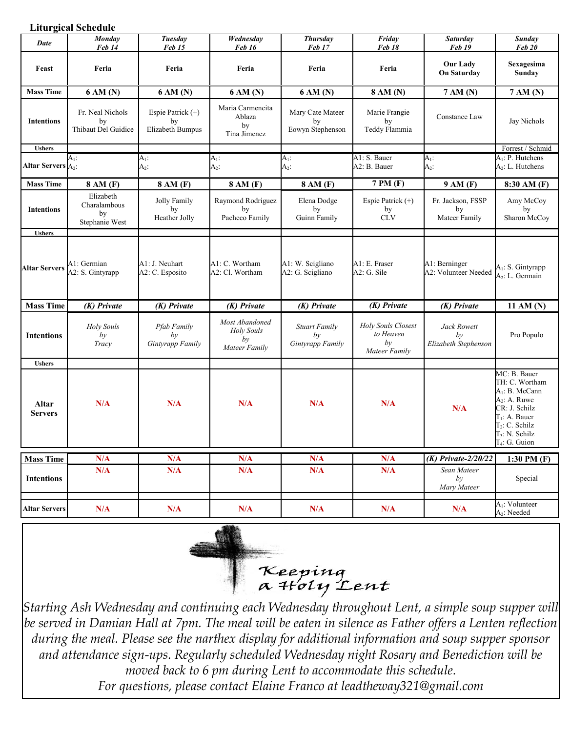## Liturgical Schedule

| Date | Monday Feb 14 | Tuesday Feb 15 | Wednesday Feb 16 | Thursday Feb 17 | Friday Feb 18 | Saturday Feb 19 | Sunday Feb 20 |
|---|---|---|---|---|---|---|---|
| **Feast** | Feria | Feria | Feria | Feria | Feria | Our Lady On Saturday | Sexagesima Sunday |
| **Mass Time** | 6 AM (N) | 6 AM (N) | 6 AM (N) | 6 AM (N) | 8 AM (N) | 7 AM (N) | 7 AM (N) |
| **Intentions** | Fr. Neal Nichols by Thibaut Del Guidice | Espie Patrick (+) by Elizabeth Bumpus | Maria Carmencita Ablaza by Tina Jimenez | Mary Cate Mateer by Eowyn Stephenson | Marie Frangie by Teddy Flammia | Constance Law | Jay Nichols |
| **Ushers** | | | | | | | Forrest / Schmid |
| **Altar Servers** | $A_1$: $A_2$: | $A_1$: $A_2$: | $A_1$: $A_2$: | $A_1$: $A_2$: | A1: S. Bauer A2: B. Bauer | $A_1$: $A_2$: | $A_1$: P. Hutchens $A_2$: L. Hutchens |
| **Mass Time** | 8 AM (F) | 8 AM (F) | 8 AM (F) | 8 AM (F) | 7 PM (F) | 9 AM (F) | 8:30 AM (F) |
| **Intentions** | Elizabeth Charalambous by Stephanie West | Jolly Family by Heather Jolly | Raymond Rodriguez by Pacheco Family | Elena Dodge by Guinn Family | Espie Patrick (+) by CLV | Fr. Jackson, FSSP by Mateer Family | Amy McCoy by Sharon McCoy |
| **Ushers** | | | | | | | |
| **Altar Servers** | A1: Germian A2: S. Gintyrapp | A1: J. Neuhart A2: C. Esposito | A1: C. Wortham A2: Cl. Wortham | A1: W. Scigliano A2: G. Scigliano | A1: E. Fraser A2: G. Sile | A1: Berninger A2: Volunteer Needed | $A_1$: S. Gintyrapp $A_2$: L. Germain |
| **Mass Time** | *(K) Private* | *(K) Private* | *(K) Private* | *(K) Private* | *(K) Private* | *(K) Private* | 11 AM (N) |
| **Intentions** | *Holy Souls by Tracy* | *Pfab Family by Gintyrapp Family* | *Most Abandoned Holy Souls by Mateer Family* | *Stuart Family by Gintyrapp Family* | *Holy Souls Closest to Heaven by Mateer Family* | *Jack Rowett by Elizabeth Stephenson* | Pro Populo |
| **Ushers** | | | | | | | |
| **Altar Servers** | N/A | N/A | N/A | N/A | N/A | N/A | MC: B. Bauer TH: C. Wortham $A_1$: B. McCann $A_2$: A. Ruwe CR: J. Schilz $T_1$: A. Bauer $T_2$: C. Schilz $T_3$: N. Schilz $T_4$: G. Guion |
| **Mass Time** | N/A | N/A | N/A | N/A | N/A | *(K) Private-2/20/22* | 1:30 PM (F) |
| **Intentions** | N/A | N/A | N/A | N/A | N/A | *Sean Mateer by Mary Mateer* | Special |
| **Altar Servers** | N/A | N/A | N/A | N/A | N/A | N/A | $A_1$: Volunteer $A_2$: Needed |

## Keeping a Holy Lent

*Starting Ash Wednesday and continuing each Wednesday throughout Lent, a simple soup supper will be served in Damian Hall at 7pm. The meal will be eaten in silence as Father offers a Lenten reflection during the meal. Please see the narthex display for additional information and soup supper sponsor and attendance sign-ups. Regularly scheduled Wednesday night Rosary and Benediction will be moved back to 6 pm during Lent to accommodate this schedule.*

*For questions, please contact Elaine Franco at leadtheway321@gmail.com*